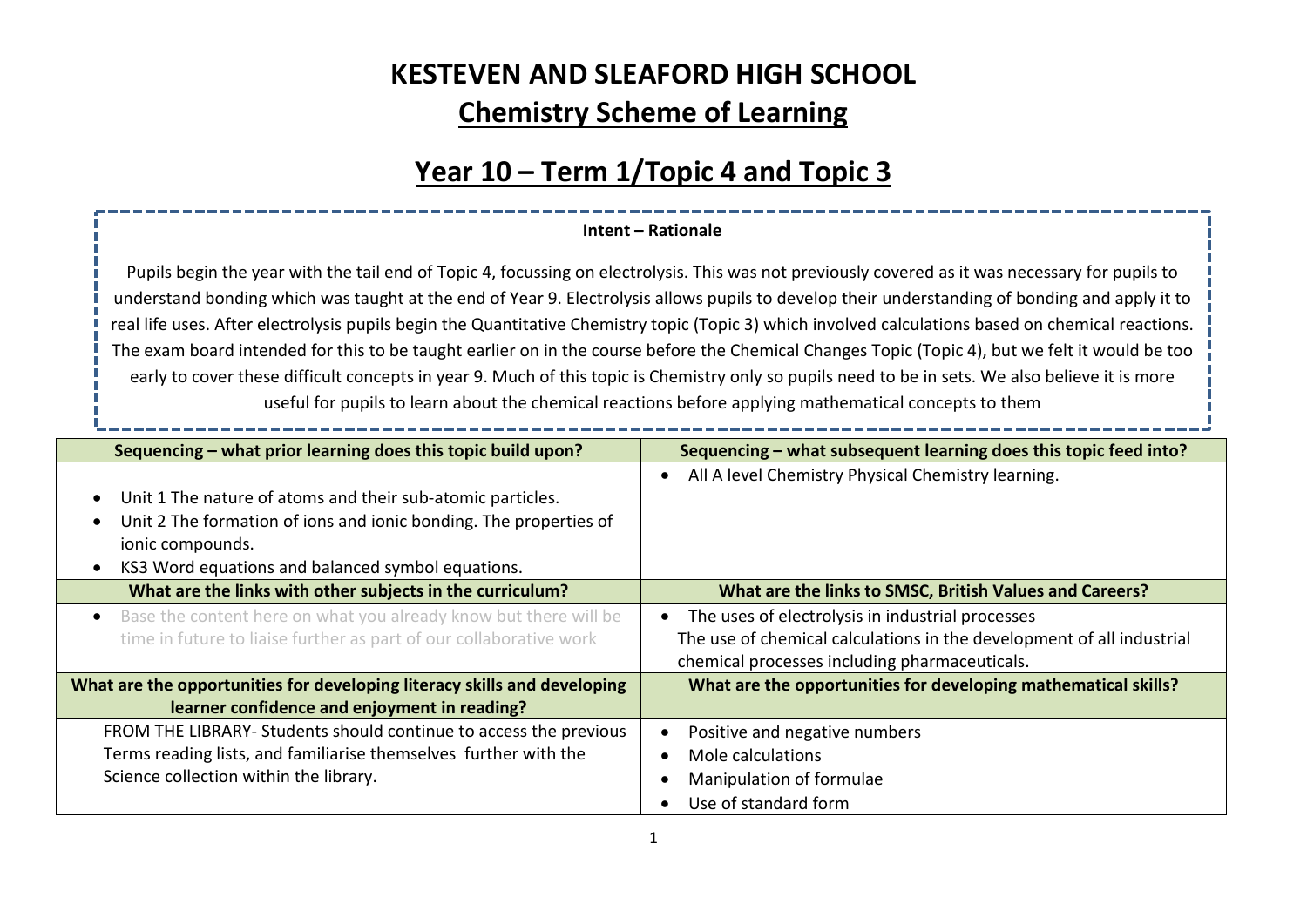# KESTEVEN AND SLEAFORD HIGH SCHOOL

## Chemistry Scheme of Learning

## Year 10 – Term 1/Topic 4 and Topic 3

**Intent – Rationale**

Pupils begin the year with the tail end of Topic 4, focussing on electrolysis. This was not previously covered as it was necessary for pupils to understand bonding which was taught at the end of Year 9. Electrolysis allows pupils to develop their understanding of bonding and apply it to real life uses. After electrolysis pupils begin the Quantitative Chemistry topic (Topic 3) which involved calculations based on chemical reactions. The exam board intended for this to be taught earlier on in the course before the Chemical Changes Topic (Topic 4), but we felt it would be too early to cover these difficult concepts in year 9. Much of this topic is Chemistry only so pupils need to be in sets. We also believe it is more useful for pupils to learn about the chemical reactions before applying mathematical concepts to them

| Sequencing – what prior learning does this topic build upon? | Sequencing – what subsequent learning does this topic feed into? |
| --- | --- |
| • Unit 1 The nature of atoms and their sub-atomic particles.<br>• Unit 2 The formation of ions and ionic bonding. The properties of ionic compounds.<br>• KS3 Word equations and balanced symbol equations. | • All A level Chemistry Physical Chemistry learning. |
| **What are the links with other subjects in the curriculum?** | **What are the links to SMSC, British Values and Careers?** |
| • Base the content here on what you already know but there will be time in future to liaise further as part of our collaborative work | • The uses of electrolysis in industrial processes<br>The use of chemical calculations in the development of all industrial chemical processes including pharmaceuticals. |
| **What are the opportunities for developing literacy skills and developing learner confidence and enjoyment in reading?** | **What are the opportunities for developing mathematical skills?** |
| FROM THE LIBRARY- Students should continue to access the previous Terms reading lists, and familiarise themselves further with the Science collection within the library. | • Positive and negative numbers<br>• Mole calculations<br>• Manipulation of formulae<br>• Use of standard form |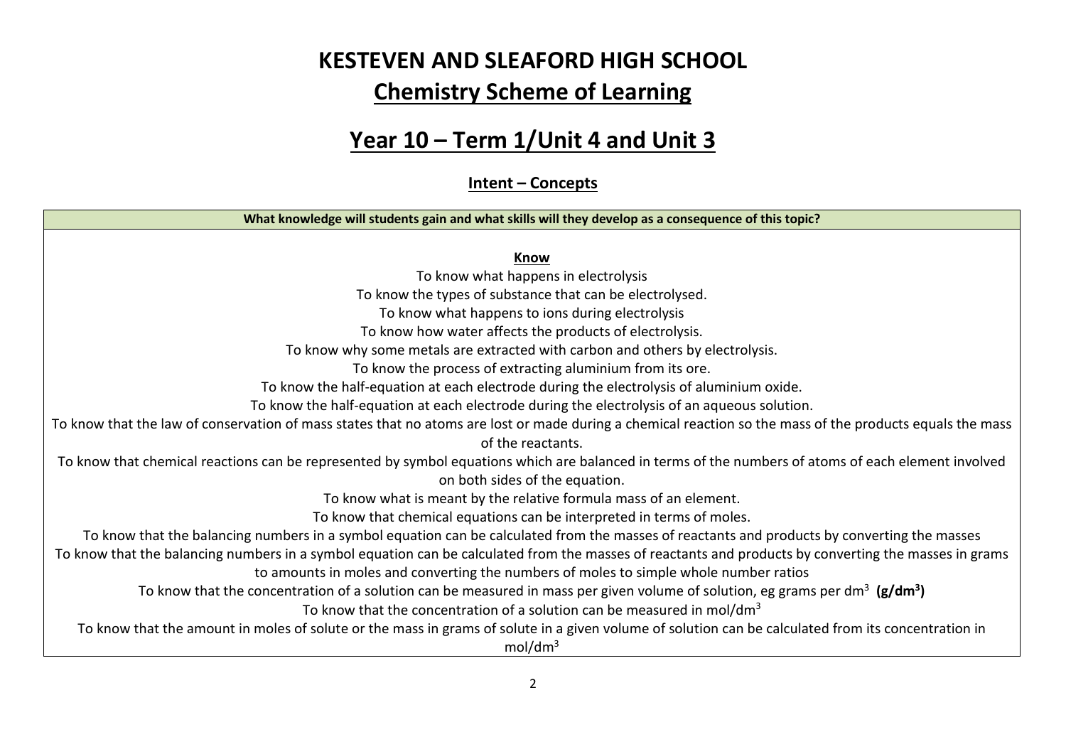# KESTEVEN AND SLEAFORD HIGH SCHOOL

## Chemistry Scheme of Learning

## Year 10 – Term 1/Unit 4 and Unit 3

### Intent – Concepts

| What knowledge will students gain and what skills will they develop as a consequence of this topic? |
|---|
| **Know**<br>To know what happens in electrolysis<br>To know the types of substance that can be electrolysed.<br>To know what happens to ions during electrolysis<br>To know how water affects the products of electrolysis.<br>To know why some metals are extracted with carbon and others by electrolysis.<br>To know the process of extracting aluminium from its ore.<br>To know the half-equation at each electrode during the electrolysis of aluminium oxide.<br>To know the half-equation at each electrode during the electrolysis of an aqueous solution.<br>To know that the law of conservation of mass states that no atoms are lost or made during a chemical reaction so the mass of the products equals the mass of the reactants.<br>To know that chemical reactions can be represented by symbol equations which are balanced in terms of the numbers of atoms of each element involved on both sides of the equation.<br>To know what is meant by the relative formula mass of an element.<br>To know that chemical equations can be interpreted in terms of moles.<br>To know that the balancing numbers in a symbol equation can be calculated from the masses of reactants and products by converting the masses<br>To know that the balancing numbers in a symbol equation can be calculated from the masses of reactants and products by converting the masses in grams to amounts in moles and converting the numbers of moles to simple whole number ratios<br>To know that the concentration of a solution can be measured in mass per given volume of solution, eg grams per $dm^3$ **($g/dm^3$)**<br>To know that the concentration of a solution can be measured in $mol/dm^3$<br>To know that the amount in moles of solute or the mass in grams of solute in a given volume of solution can be calculated from its concentration in $mol/dm^3$ |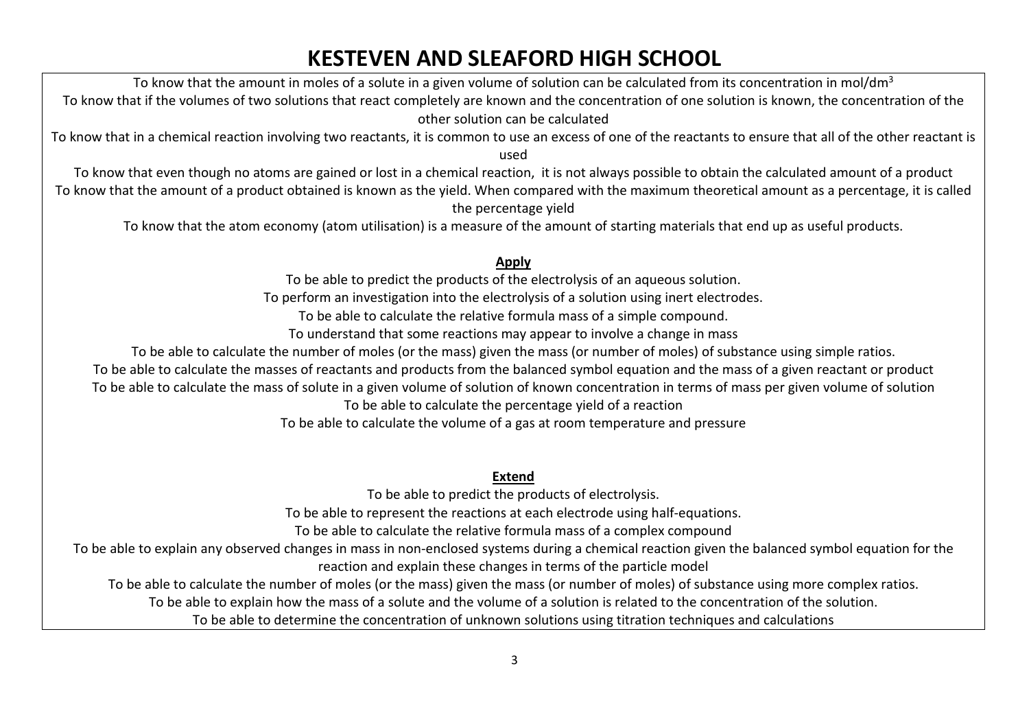# KESTEVEN AND SLEAFORD HIGH SCHOOL

To know that the amount in moles of a solute in a given volume of solution can be calculated from its concentration in mol/dm$^3$

To know that if the volumes of two solutions that react completely are known and the concentration of one solution is known, the concentration of the other solution can be calculated

To know that in a chemical reaction involving two reactants, it is common to use an excess of one of the reactants to ensure that all of the other reactant is used

To know that even though no atoms are gained or lost in a chemical reaction, it is not always possible to obtain the calculated amount of a product

To know that the amount of a product obtained is known as the yield. When compared with the maximum theoretical amount as a percentage, it is called the percentage yield

To know that the atom economy (atom utilisation) is a measure of the amount of starting materials that end up as useful products.

**Apply**

To be able to predict the products of the electrolysis of an aqueous solution.

To perform an investigation into the electrolysis of a solution using inert electrodes.

To be able to calculate the relative formula mass of a simple compound.

To understand that some reactions may appear to involve a change in mass

To be able to calculate the number of moles (or the mass) given the mass (or number of moles) of substance using simple ratios.

To be able to calculate the masses of reactants and products from the balanced symbol equation and the mass of a given reactant or product

To be able to calculate the mass of solute in a given volume of solution of known concentration in terms of mass per given volume of solution

To be able to calculate the percentage yield of a reaction

To be able to calculate the volume of a gas at room temperature and pressure

**Extend**

To be able to predict the products of electrolysis.

To be able to represent the reactions at each electrode using half-equations.

To be able to calculate the relative formula mass of a complex compound

To be able to explain any observed changes in mass in non-enclosed systems during a chemical reaction given the balanced symbol equation for the reaction and explain these changes in terms of the particle model

To be able to calculate the number of moles (or the mass) given the mass (or number of moles) of substance using more complex ratios.

To be able to explain how the mass of a solute and the volume of a solution is related to the concentration of the solution.

To be able to determine the concentration of unknown solutions using titration techniques and calculations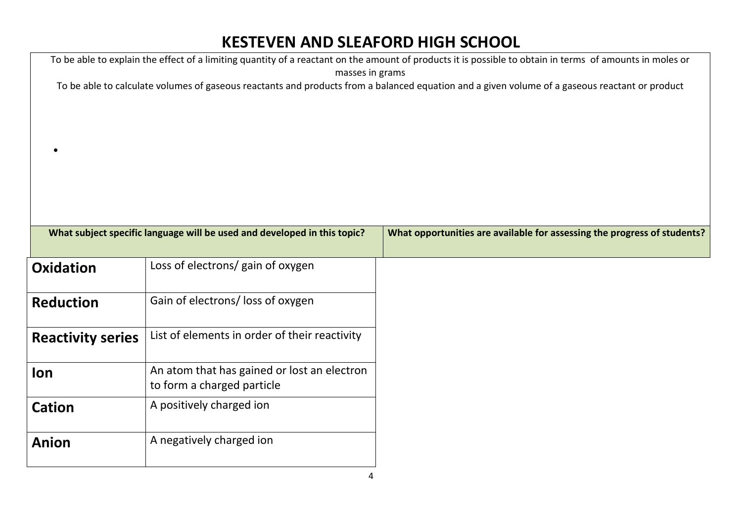# KESTEVEN AND SLEAFORD HIGH SCHOOL

To be able to explain the effect of a limiting quantity of a reactant on the amount of products it is possible to obtain in terms of amounts in moles or masses in grams

To be able to calculate volumes of gaseous reactants and products from a balanced equation and a given volume of a gaseous reactant or product

- 

| What subject specific language will be used and developed in this topic? | What opportunities are available for assessing the progress of students? |
|---|---|

| | |
|---|---|
| **Oxidation** | Loss of electrons/ gain of oxygen |
| **Reduction** | Gain of electrons/ loss of oxygen |
| **Reactivity series** | List of elements in order of their reactivity |
| **Ion** | An atom that has gained or lost an electron to form a charged particle |
| **Cation** | A positively charged ion |
| **Anion** | A negatively charged ion |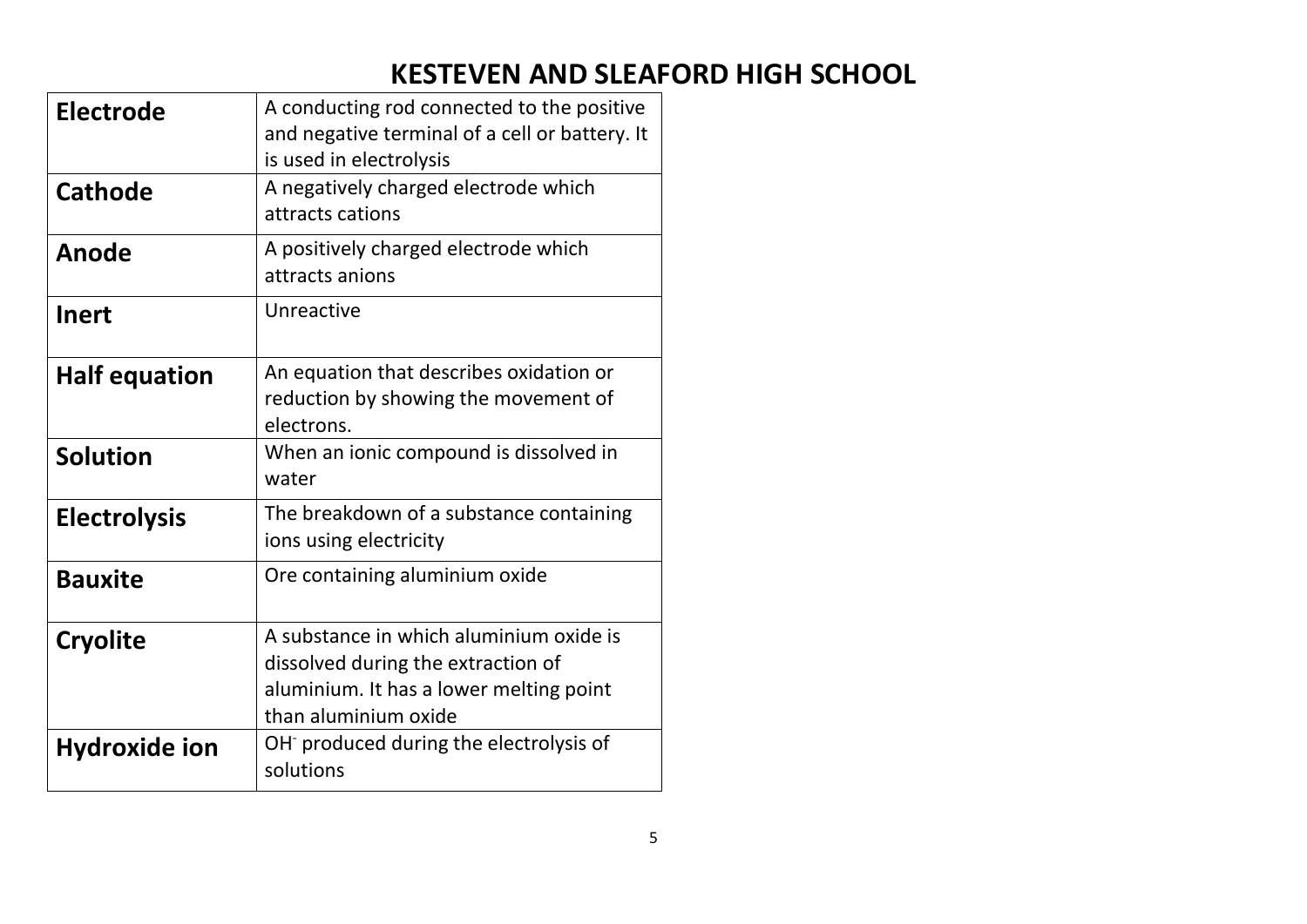# KESTEVEN AND SLEAFORD HIGH SCHOOL

| | |
|---|---|
| **Electrode** | A conducting rod connected to the positive and negative terminal of a cell or battery. It is used in electrolysis |
| **Cathode** | A negatively charged electrode which attracts cations |
| **Anode** | A positively charged electrode which attracts anions |
| **Inert** | Unreactive |
| **Half equation** | An equation that describes oxidation or reduction by showing the movement of electrons. |
| **Solution** | When an ionic compound is dissolved in water |
| **Electrolysis** | The breakdown of a substance containing ions using electricity |
| **Bauxite** | Ore containing aluminium oxide |
| **Cryolite** | A substance in which aluminium oxide is dissolved during the extraction of aluminium. It has a lower melting point than aluminium oxide |
| **Hydroxide ion** | $OH^-$ produced during the electrolysis of solutions |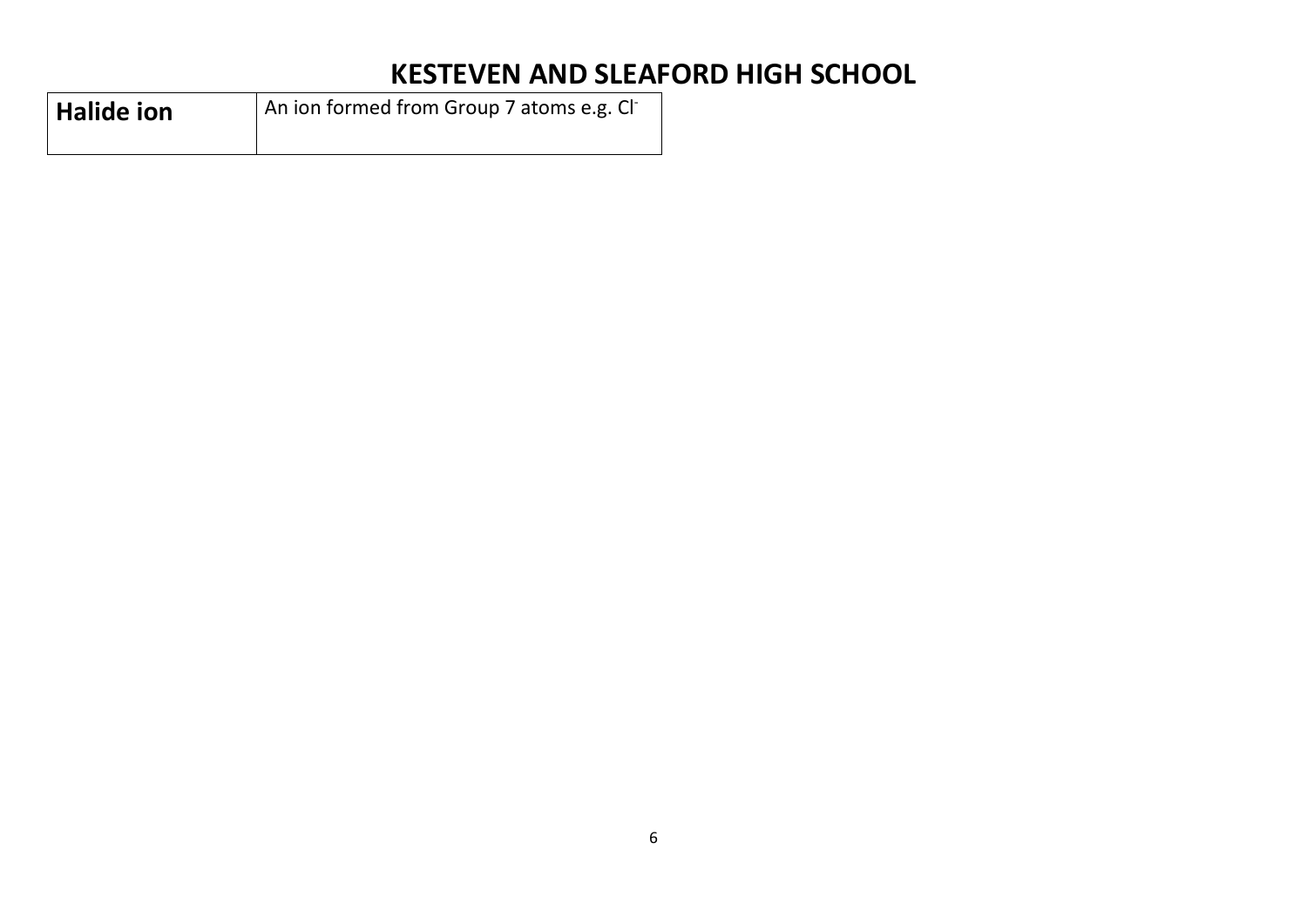| | |
|---|---|
| **Halide ion** | An ion formed from Group 7 atoms e.g. $Cl^-$ |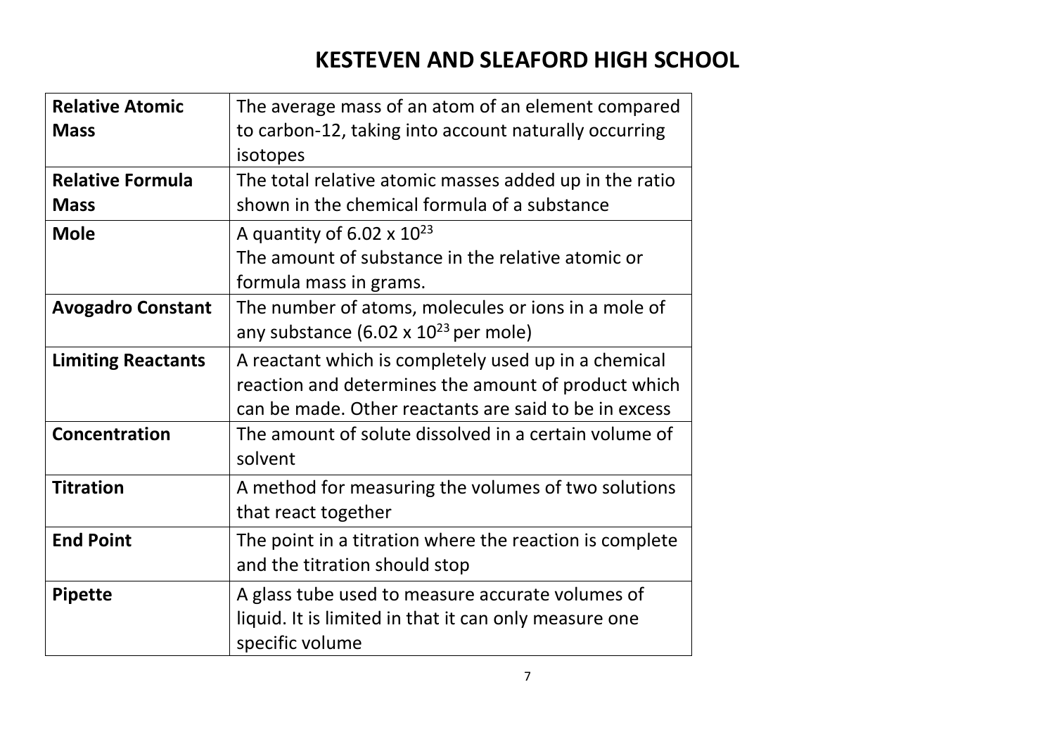# KESTEVEN AND SLEAFORD HIGH SCHOOL

| | |
|---|---|
| **Relative Atomic Mass** | The average mass of an atom of an element compared to carbon-12, taking into account naturally occurring isotopes |
| **Relative Formula Mass** | The total relative atomic masses added up in the ratio shown in the chemical formula of a substance |
| **Mole** | A quantity of $6.02 \times 10^{23}$<br>The amount of substance in the relative atomic or formula mass in grams. |
| **Avogadro Constant** | The number of atoms, molecules or ions in a mole of any substance ($6.02 \times 10^{23}$ per mole) |
| **Limiting Reactants** | A reactant which is completely used up in a chemical reaction and determines the amount of product which can be made. Other reactants are said to be in excess |
| **Concentration** | The amount of solute dissolved in a certain volume of solvent |
| **Titration** | A method for measuring the volumes of two solutions that react together |
| **End Point** | The point in a titration where the reaction is complete and the titration should stop |
| **Pipette** | A glass tube used to measure accurate volumes of liquid. It is limited in that it can only measure one specific volume |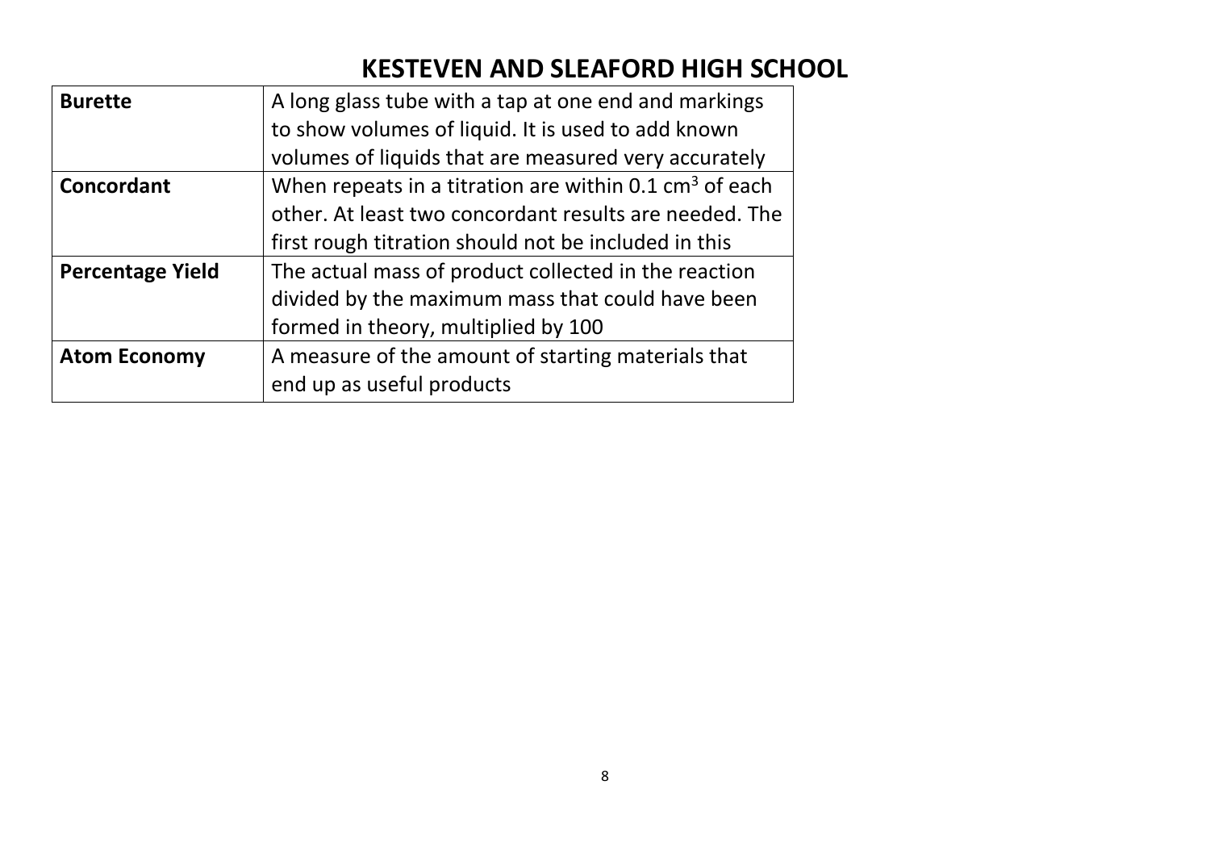| | |
|---|---|
| **Burette** | A long glass tube with a tap at one end and markings to show volumes of liquid. It is used to add known volumes of liquids that are measured very accurately |
| **Concordant** | When repeats in a titration are within 0.1 $cm^3$ of each other. At least two concordant results are needed. The first rough titration should not be included in this |
| **Percentage Yield** | The actual mass of product collected in the reaction divided by the maximum mass that could have been formed in theory, multiplied by 100 |
| **Atom Economy** | A measure of the amount of starting materials that end up as useful products |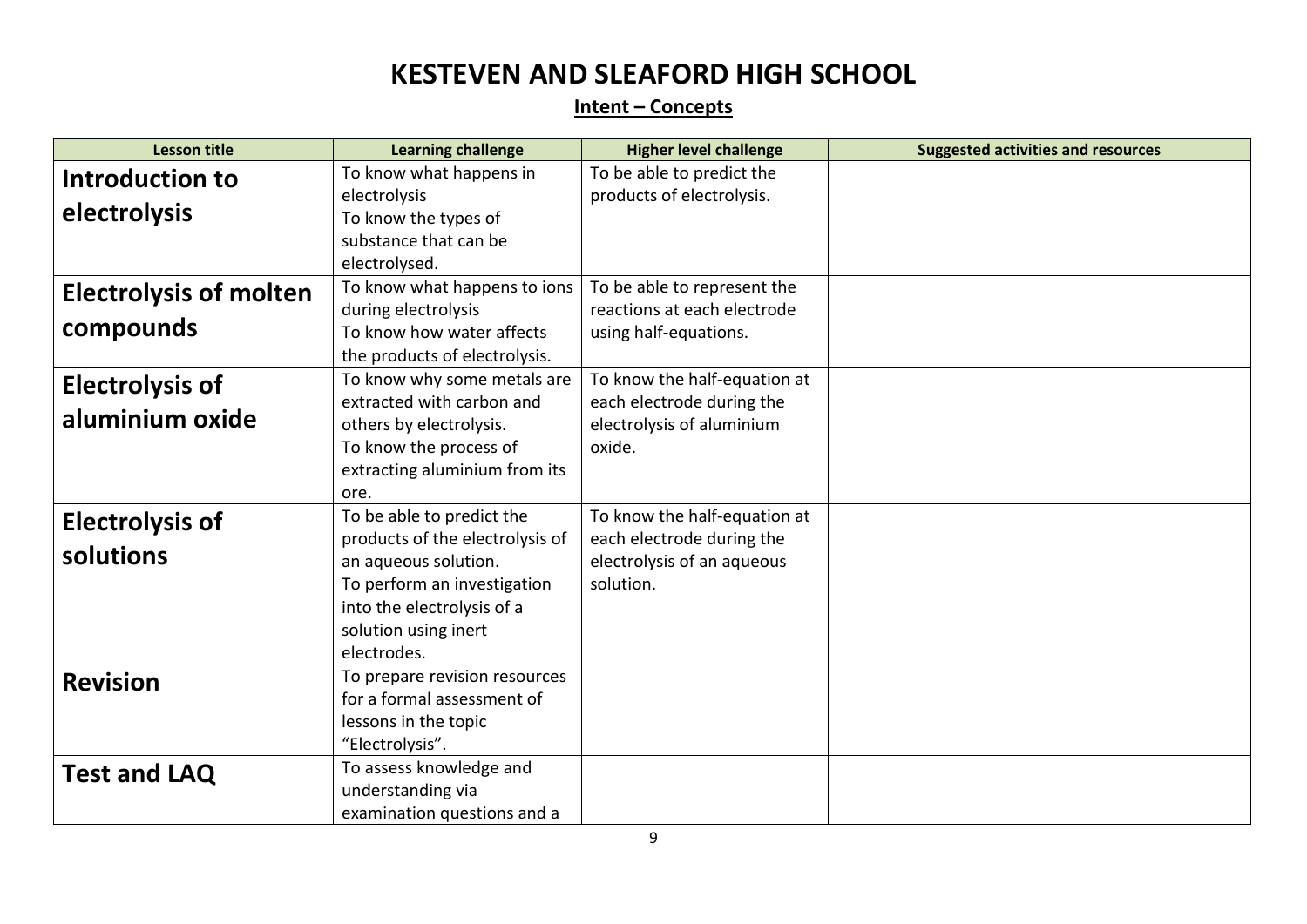# KESTEVEN AND SLEAFORD HIGH SCHOOL

## Intent – Concepts

| Lesson title | Learning challenge | Higher level challenge | Suggested activities and resources |
|---|---|---|---|
| **Introduction to electrolysis** | To know what happens in electrolysis<br>To know the types of substance that can be electrolysed. | To be able to predict the products of electrolysis. | |
| **Electrolysis of molten compounds** | To know what happens to ions during electrolysis<br>To know how water affects the products of electrolysis. | To be able to represent the reactions at each electrode using half-equations. | |
| **Electrolysis of aluminium oxide** | To know why some metals are extracted with carbon and others by electrolysis.<br>To know the process of extracting aluminium from its ore. | To know the half-equation at each electrode during the electrolysis of aluminium oxide. | |
| **Electrolysis of solutions** | To be able to predict the products of the electrolysis of an aqueous solution.<br>To perform an investigation into the electrolysis of a solution using inert electrodes. | To know the half-equation at each electrode during the electrolysis of an aqueous solution. | |
| **Revision** | To prepare revision resources for a formal assessment of lessons in the topic "Electrolysis". | | |
| **Test and LAQ** | To assess knowledge and understanding via examination questions and a | | |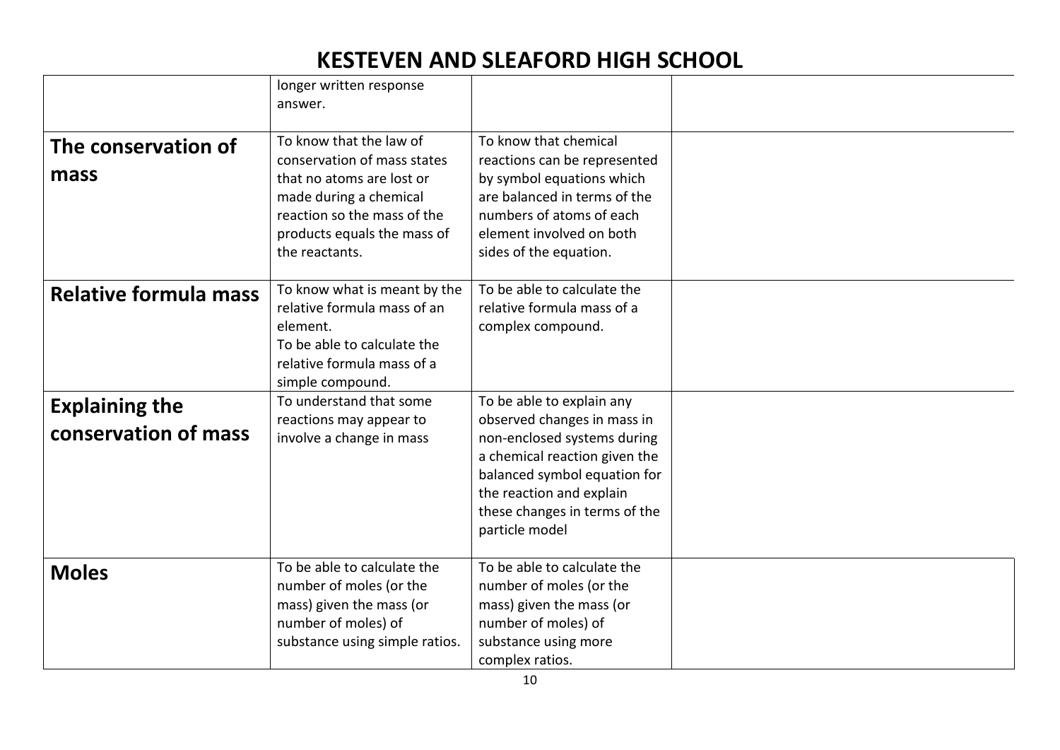| | | | |
|---|---|---|---|
| | longer written response answer. | | |
| **The conservation of mass** | To know that the law of conservation of mass states that no atoms are lost or made during a chemical reaction so the mass of the products equals the mass of the reactants. | To know that chemical reactions can be represented by symbol equations which are balanced in terms of the numbers of atoms of each element involved on both sides of the equation. | |
| **Relative formula mass** | To know what is meant by the relative formula mass of an element.<br>To be able to calculate the relative formula mass of a simple compound. | To be able to calculate the relative formula mass of a complex compound. | |
| **Explaining the conservation of mass** | To understand that some reactions may appear to involve a change in mass | To be able to explain any observed changes in mass in non-enclosed systems during a chemical reaction given the balanced symbol equation for the reaction and explain these changes in terms of the particle model | |
| **Moles** | To be able to calculate the number of moles (or the mass) given the mass (or number of moles) of substance using simple ratios. | To be able to calculate the number of moles (or the mass) given the mass (or number of moles) of substance using more complex ratios. | |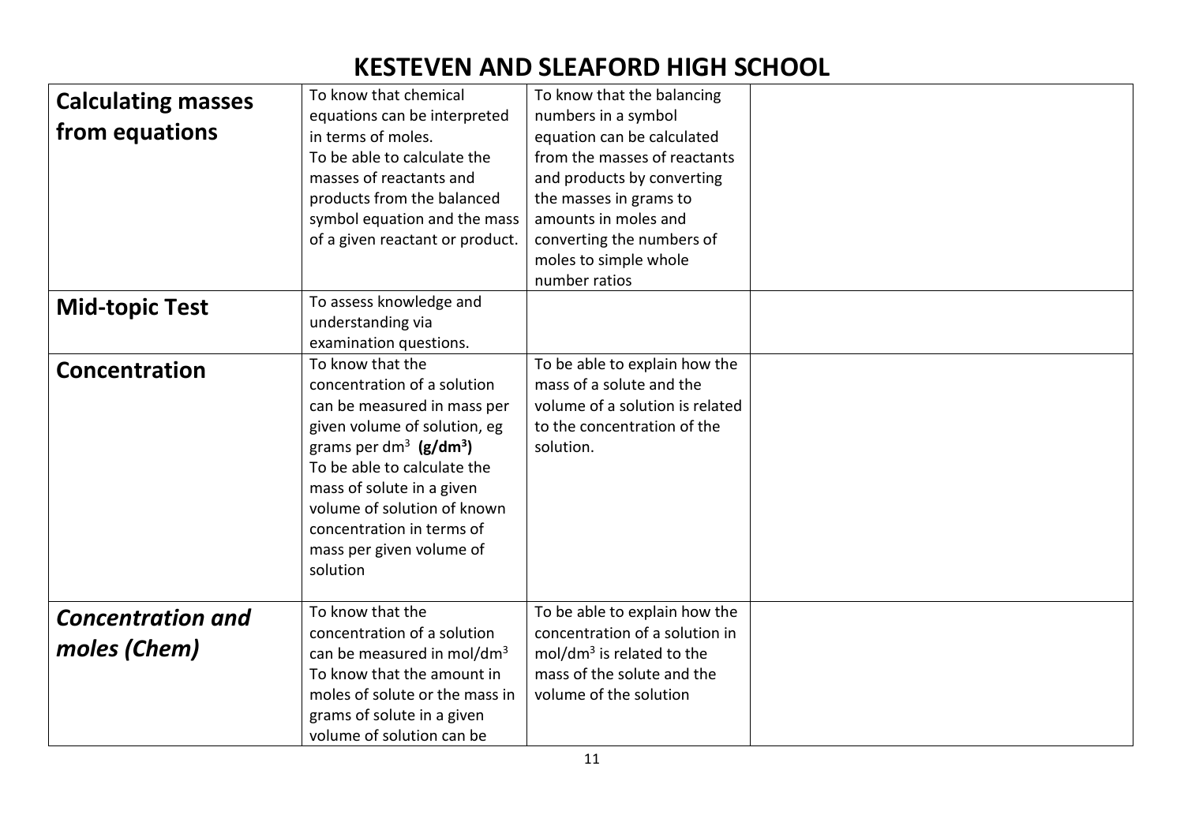# KESTEVEN AND SLEAFORD HIGH SCHOOL

| | | | |
|---|---|---|---|
| **Calculating masses from equations** | To know that chemical equations can be interpreted in terms of moles. To be able to calculate the masses of reactants and products from the balanced symbol equation and the mass of a given reactant or product. | To know that the balancing numbers in a symbol equation can be calculated from the masses of reactants and products by converting the masses in grams to amounts in moles and converting the numbers of moles to simple whole number ratios | |
| **Mid-topic Test** | To assess knowledge and understanding via examination questions. | | |
| **Concentration** | To know that the concentration of a solution can be measured in mass per given volume of solution, eg grams per $dm^3$ **($g/dm^3$)** To be able to calculate the mass of solute in a given volume of solution of known concentration in terms of mass per given volume of solution | To be able to explain how the mass of a solute and the volume of a solution is related to the concentration of the solution. | |
| ***Concentration and moles (Chem)*** | To know that the concentration of a solution can be measured in $mol/dm^3$ To know that the amount in moles of solute or the mass in grams of solute in a given volume of solution can be | To be able to explain how the concentration of a solution in $mol/dm^3$ is related to the mass of the solute and the volume of the solution | |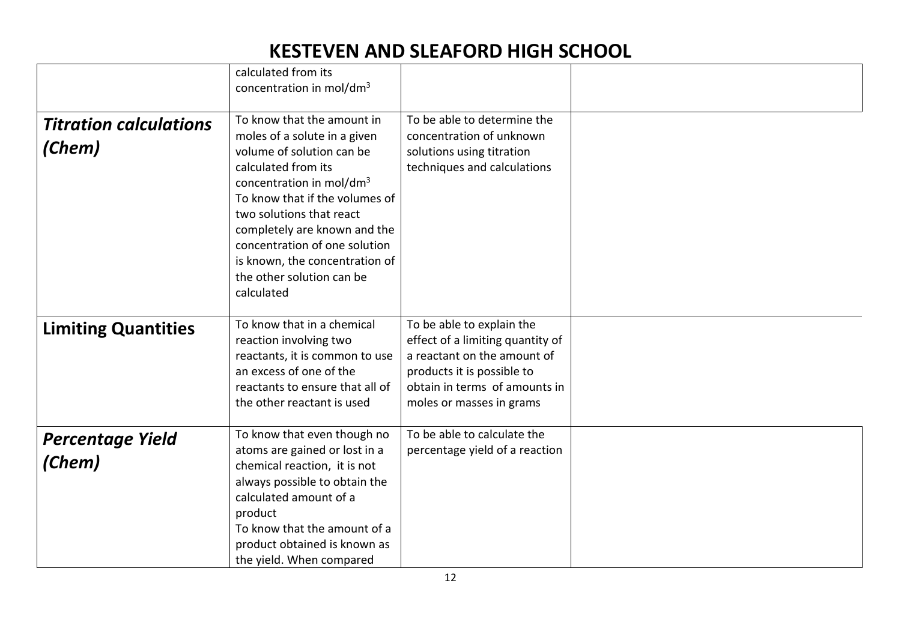| | | | |
|---|---|---|---|
| | calculated from its concentration in mol/dm$^3$ | | |
| ***Titration calculations (Chem)*** | To know that the amount in moles of a solute in a given volume of solution can be calculated from its concentration in mol/dm$^3$ To know that if the volumes of two solutions that react completely are known and the concentration of one solution is known, the concentration of the other solution can be calculated | To be able to determine the concentration of unknown solutions using titration techniques and calculations | |
| **Limiting Quantities** | To know that in a chemical reaction involving two reactants, it is common to use an excess of one of the reactants to ensure that all of the other reactant is used | To be able to explain the effect of a limiting quantity of a reactant on the amount of products it is possible to obtain in terms of amounts in moles or masses in grams | |
| ***Percentage Yield (Chem)*** | To know that even though no atoms are gained or lost in a chemical reaction, it is not always possible to obtain the calculated amount of a product To know that the amount of a product obtained is known as the yield. When compared | To be able to calculate the percentage yield of a reaction | |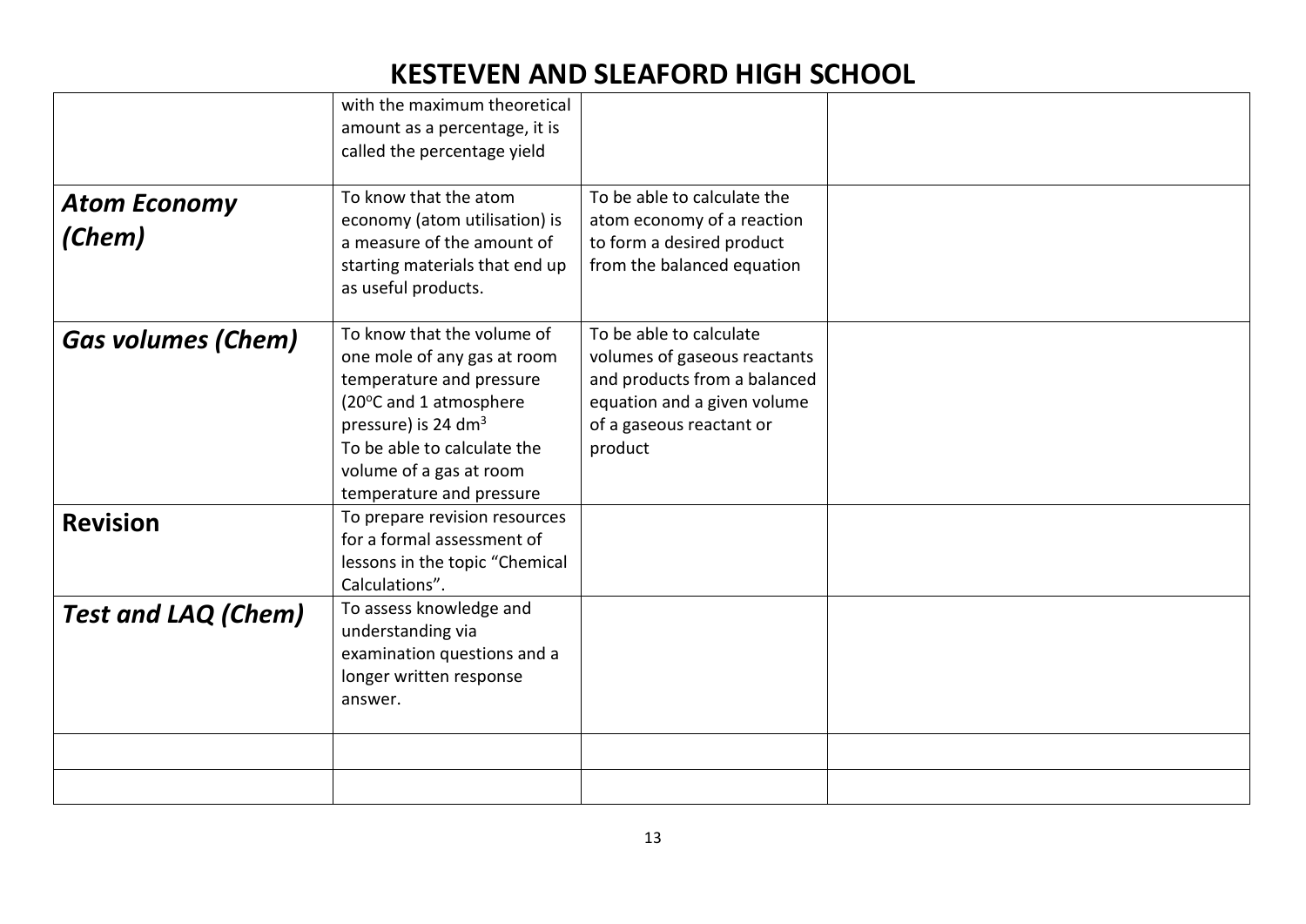# KESTEVEN AND SLEAFORD HIGH SCHOOL

| | | | |
|---|---|---|---|
| | with the maximum theoretical amount as a percentage, it is called the percentage yield | | |
| ***Atom Economy (Chem)*** | To know that the atom economy (atom utilisation) is a measure of the amount of starting materials that end up as useful products. | To be able to calculate the atom economy of a reaction to form a desired product from the balanced equation | |
| ***Gas volumes (Chem)*** | To know that the volume of one mole of any gas at room temperature and pressure (20$^{o}$C and 1 atmosphere pressure) is 24 $dm^3$<br>To be able to calculate the volume of a gas at room temperature and pressure | To be able to calculate volumes of gaseous reactants and products from a balanced equation and a given volume of a gaseous reactant or product | |
| **Revision** | To prepare revision resources for a formal assessment of lessons in the topic "Chemical Calculations". | | |
| ***Test and LAQ (Chem)*** | To assess knowledge and understanding via examination questions and a longer written response answer. | | |
| | | | |
| | | | |